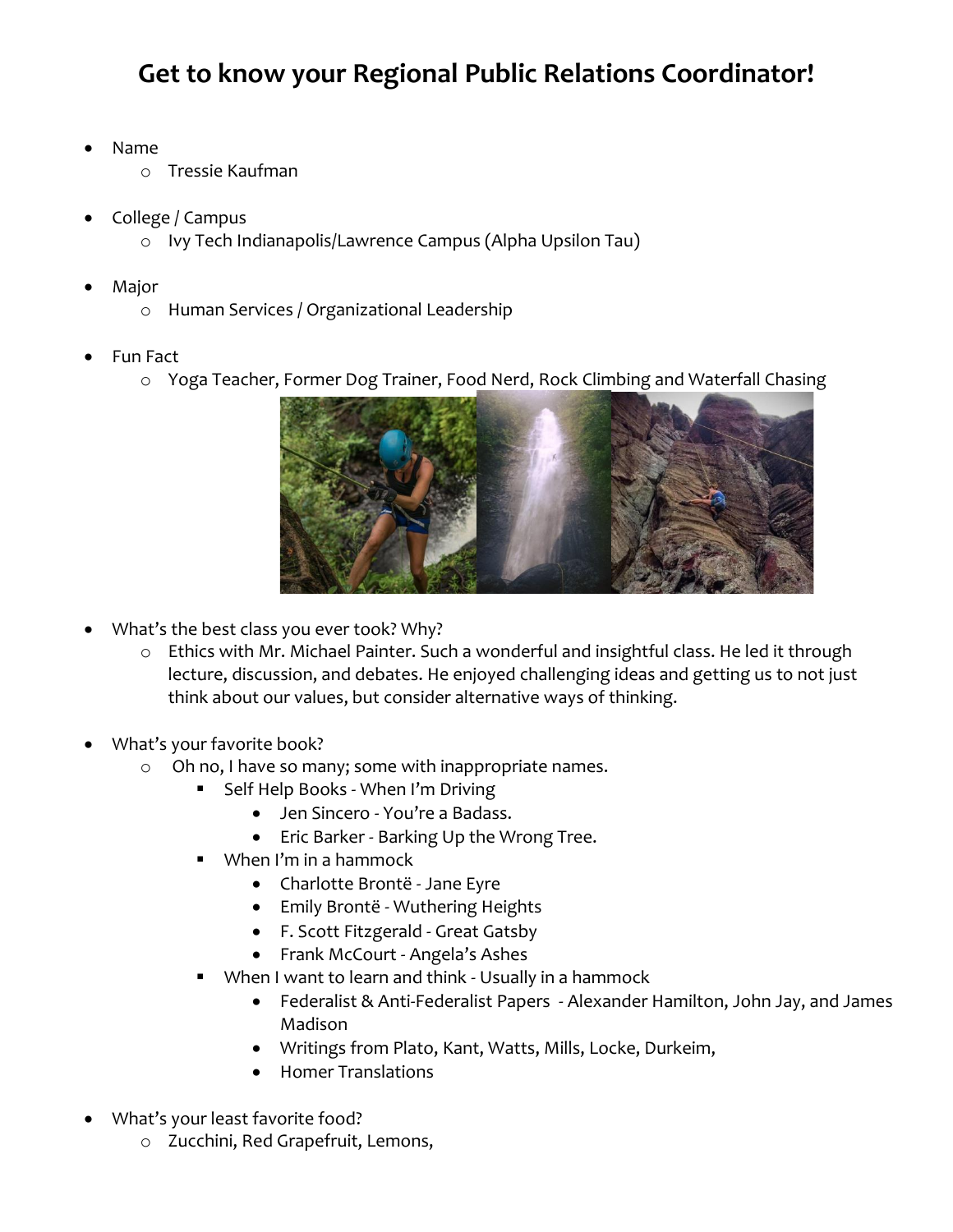# Get to know your Regional Public Relations Coordinator!

- Name
  - Tressie Kaufman
- College / Campus
  - Ivy Tech Indianapolis/Lawrence Campus (Alpha Upsilon Tau)
- Major
  - Human Services / Organizational Leadership
- Fun Fact
  - Yoga Teacher, Former Dog Trainer, Food Nerd, Rock Climbing and Waterfall Chasing
- What's the best class you ever took? Why?
  - Ethics with Mr. Michael Painter. Such a wonderful and insightful class. He led it through lecture, discussion, and debates. He enjoyed challenging ideas and getting us to not just think about our values, but consider alternative ways of thinking.
- What's your favorite book?
  - Oh no, I have so many; some with inappropriate names.
    - Self Help Books - When I'm Driving
      - Jen Sincero - You're a Badass.
      - Eric Barker - Barking Up the Wrong Tree.
    - When I'm in a hammock
      - Charlotte Brontë - Jane Eyre
      - Emily Brontë - Wuthering Heights
      - F. Scott Fitzgerald - Great Gatsby
      - Frank McCourt - Angela's Ashes
    - When I want to learn and think - Usually in a hammock
      - Federalist & Anti-Federalist Papers - Alexander Hamilton, John Jay, and James Madison
      - Writings from Plato, Kant, Watts, Mills, Locke, Durkeim,
      - Homer Translations
- What's your least favorite food?
  - Zucchini, Red Grapefruit, Lemons,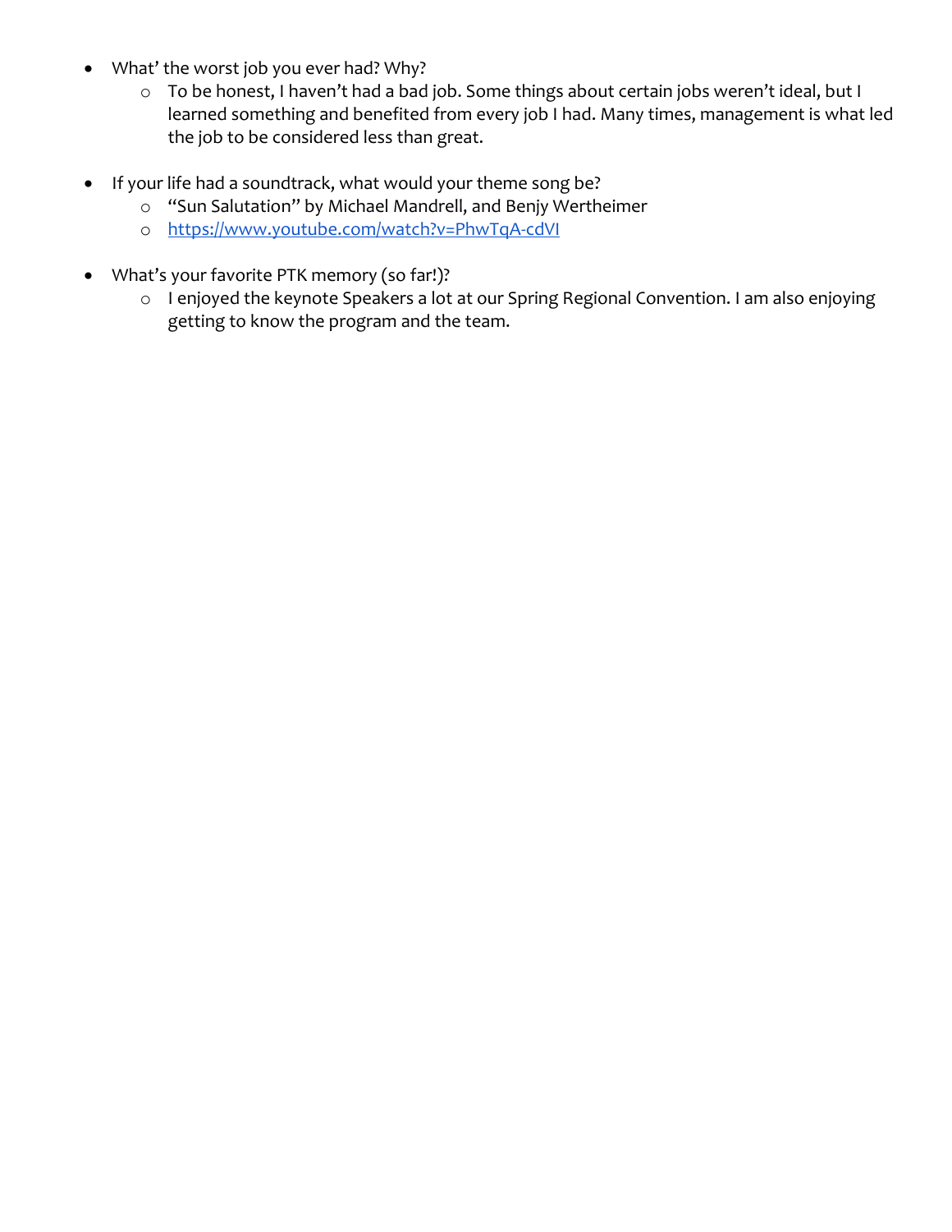- What' the worst job you ever had? Why?
    - To be honest, I haven't had a bad job. Some things about certain jobs weren't ideal, but I learned something and benefited from every job I had. Many times, management is what led the job to be considered less than great.

- If your life had a soundtrack, what would your theme song be?
    - "Sun Salutation" by Michael Mandrell, and Benjy Wertheimer
    - [https://www.youtube.com/watch?v=PhwTqA-cdVI](https://www.youtube.com/watch?v=PhwTqA-cdVI)

- What's your favorite PTK memory (so far!)?
    - I enjoyed the keynote Speakers a lot at our Spring Regional Convention. I am also enjoying getting to know the program and the team.